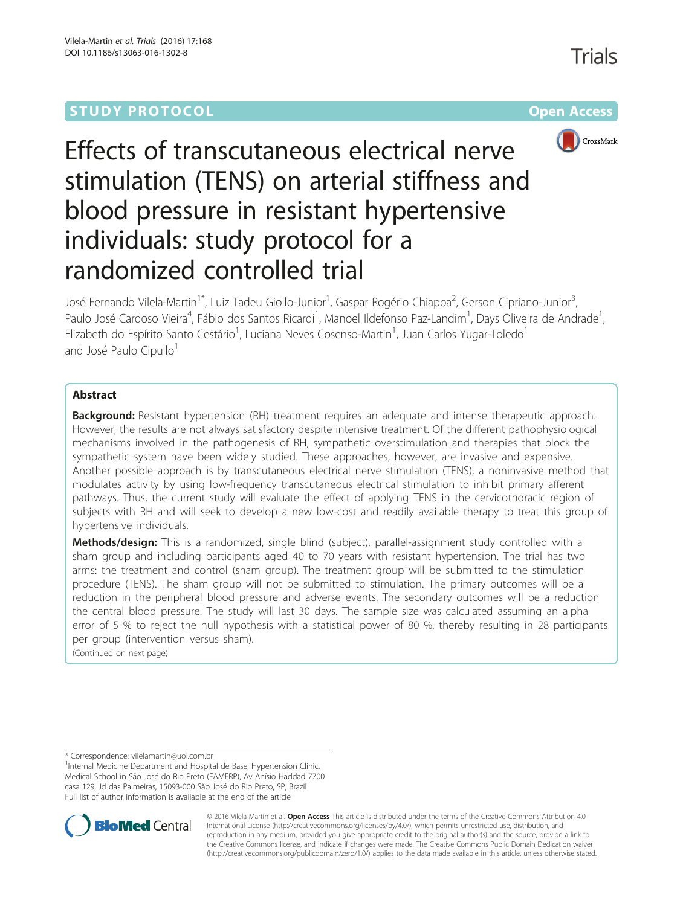STUDY PROTOCOL Open Access

# Effects of transcutaneous electrical nerve stimulation (TENS) on arterial stiffness and blood pressure in resistant hypertensive individuals: study protocol for a randomized controlled trial

José Fernando Vilela-Martin[1*], Luiz Tadeu Giollo-Junior[1], Gaspar Rogério Chiappa[2], Gerson Cipriano-Junior[3], Paulo José Cardoso Vieira[4], Fábio dos Santos Ricardi[1], Manoel Ildefonso Paz-Landim[1], Days Oliveira de Andrade[1], Elizabeth do Espírito Santo Cestário[1], Luciana Neves Cosenso-Martin[1], Juan Carlos Yugar-Toledo[1] and José Paulo Cipullo[1]

## Abstract

**Background:** Resistant hypertension (RH) treatment requires an adequate and intense therapeutic approach. However, the results are not always satisfactory despite intensive treatment. Of the different pathophysiological mechanisms involved in the pathogenesis of RH, sympathetic overstimulation and therapies that block the sympathetic system have been widely studied. These approaches, however, are invasive and expensive. Another possible approach is by transcutaneous electrical nerve stimulation (TENS), a noninvasive method that modulates activity by using low-frequency transcutaneous electrical stimulation to inhibit primary afferent pathways. Thus, the current study will evaluate the effect of applying TENS in the cervicothoracic region of subjects with RH and will seek to develop a new low-cost and readily available therapy to treat this group of hypertensive individuals.

**Methods/design:** This is a randomized, single blind (subject), parallel-assignment study controlled with a sham group and including participants aged 40 to 70 years with resistant hypertension. The trial has two arms: the treatment and control (sham group). The treatment group will be submitted to the stimulation procedure (TENS). The sham group will not be submitted to stimulation. The primary outcomes will be a reduction in the peripheral blood pressure and adverse events. The secondary outcomes will be a reduction the central blood pressure. The study will last 30 days. The sample size was calculated assuming an alpha error of 5 % to reject the null hypothesis with a statistical power of 80 %, thereby resulting in 28 participants per group (intervention versus sham).

(Continued on next page)

\* Correspondence: vilelamartin@uol.com.br

[1]Internal Medicine Department and Hospital de Base, Hypertension Clinic, Medical School in São José do Rio Preto (FAMERP), Av Anísio Haddad 7700 casa 129, Jd das Palmeiras, 15093-000 São José do Rio Preto, SP, Brazil

Full list of author information is available at the end of the article

© 2016 Vilela-Martin et al. **Open Access** This article is distributed under the terms of the Creative Commons Attribution 4.0 International License (http://creativecommons.org/licenses/by/4.0/), which permits unrestricted use, distribution, and reproduction in any medium, provided you give appropriate credit to the original author(s) and the source, provide a link to the Creative Commons license, and indicate if changes were made. The Creative Commons Public Domain Dedication waiver (http://creativecommons.org/publicdomain/zero/1.0/) applies to the data made available in this article, unless otherwise stated.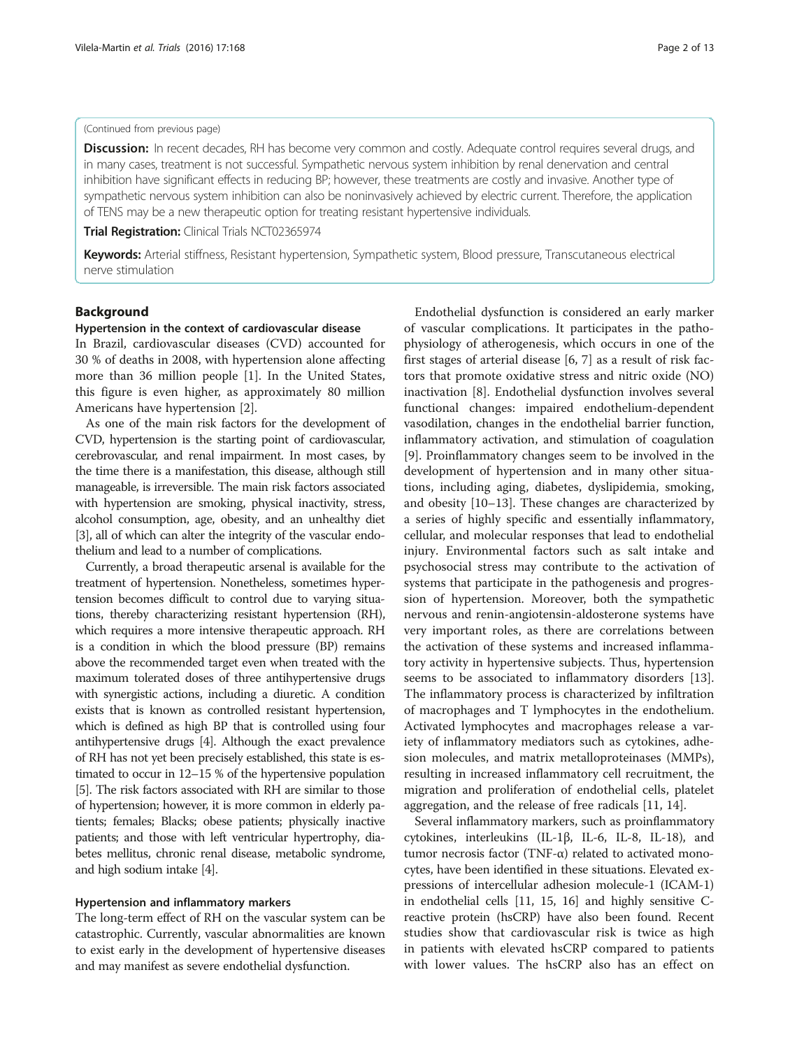(Continued from previous page)

**Discussion:** In recent decades, RH has become very common and costly. Adequate control requires several drugs, and in many cases, treatment is not successful. Sympathetic nervous system inhibition by renal denervation and central inhibition have significant effects in reducing BP; however, these treatments are costly and invasive. Another type of sympathetic nervous system inhibition can also be noninvasively achieved by electric current. Therefore, the application of TENS may be a new therapeutic option for treating resistant hypertensive individuals.

**Trial Registration:** Clinical Trials NCT02365974

**Keywords:** Arterial stiffness, Resistant hypertension, Sympathetic system, Blood pressure, Transcutaneous electrical nerve stimulation

## Background

### Hypertension in the context of cardiovascular disease

In Brazil, cardiovascular diseases (CVD) accounted for 30 % of deaths in 2008, with hypertension alone affecting more than 36 million people [1]. In the United States, this figure is even higher, as approximately 80 million Americans have hypertension [2].

As one of the main risk factors for the development of CVD, hypertension is the starting point of cardiovascular, cerebrovascular, and renal impairment. In most cases, by the time there is a manifestation, this disease, although still manageable, is irreversible. The main risk factors associated with hypertension are smoking, physical inactivity, stress, alcohol consumption, age, obesity, and an unhealthy diet [3], all of which can alter the integrity of the vascular endothelium and lead to a number of complications.

Currently, a broad therapeutic arsenal is available for the treatment of hypertension. Nonetheless, sometimes hypertension becomes difficult to control due to varying situations, thereby characterizing resistant hypertension (RH), which requires a more intensive therapeutic approach. RH is a condition in which the blood pressure (BP) remains above the recommended target even when treated with the maximum tolerated doses of three antihypertensive drugs with synergistic actions, including a diuretic. A condition exists that is known as controlled resistant hypertension, which is defined as high BP that is controlled using four antihypertensive drugs [4]. Although the exact prevalence of RH has not yet been precisely established, this state is estimated to occur in 12–15 % of the hypertensive population [5]. The risk factors associated with RH are similar to those of hypertension; however, it is more common in elderly patients; females; Blacks; obese patients; physically inactive patients; and those with left ventricular hypertrophy, diabetes mellitus, chronic renal disease, metabolic syndrome, and high sodium intake [4].

### Hypertension and inflammatory markers

The long-term effect of RH on the vascular system can be catastrophic. Currently, vascular abnormalities are known to exist early in the development of hypertensive diseases and may manifest as severe endothelial dysfunction.

Endothelial dysfunction is considered an early marker of vascular complications. It participates in the pathophysiology of atherogenesis, which occurs in one of the first stages of arterial disease [6, 7] as a result of risk factors that promote oxidative stress and nitric oxide (NO) inactivation [8]. Endothelial dysfunction involves several functional changes: impaired endothelium-dependent vasodilation, changes in the endothelial barrier function, inflammatory activation, and stimulation of coagulation [9]. Proinflammatory changes seem to be involved in the development of hypertension and in many other situations, including aging, diabetes, dyslipidemia, smoking, and obesity [10–13]. These changes are characterized by a series of highly specific and essentially inflammatory, cellular, and molecular responses that lead to endothelial injury. Environmental factors such as salt intake and psychosocial stress may contribute to the activation of systems that participate in the pathogenesis and progression of hypertension. Moreover, both the sympathetic nervous and renin-angiotensin-aldosterone systems have very important roles, as there are correlations between the activation of these systems and increased inflammatory activity in hypertensive subjects. Thus, hypertension seems to be associated to inflammatory disorders [13]. The inflammatory process is characterized by infiltration of macrophages and T lymphocytes in the endothelium. Activated lymphocytes and macrophages release a variety of inflammatory mediators such as cytokines, adhesion molecules, and matrix metalloproteinases (MMPs), resulting in increased inflammatory cell recruitment, the migration and proliferation of endothelial cells, platelet aggregation, and the release of free radicals [11, 14].

Several inflammatory markers, such as proinflammatory cytokines, interleukins (IL-1β, IL-6, IL-8, IL-18), and tumor necrosis factor (TNF-α) related to activated monocytes, have been identified in these situations. Elevated expressions of intercellular adhesion molecule-1 (ICAM-1) in endothelial cells [11, 15, 16] and highly sensitive C-reactive protein (hsCRP) have also been found. Recent studies show that cardiovascular risk is twice as high in patients with elevated hsCRP compared to patients with lower values. The hsCRP also has an effect on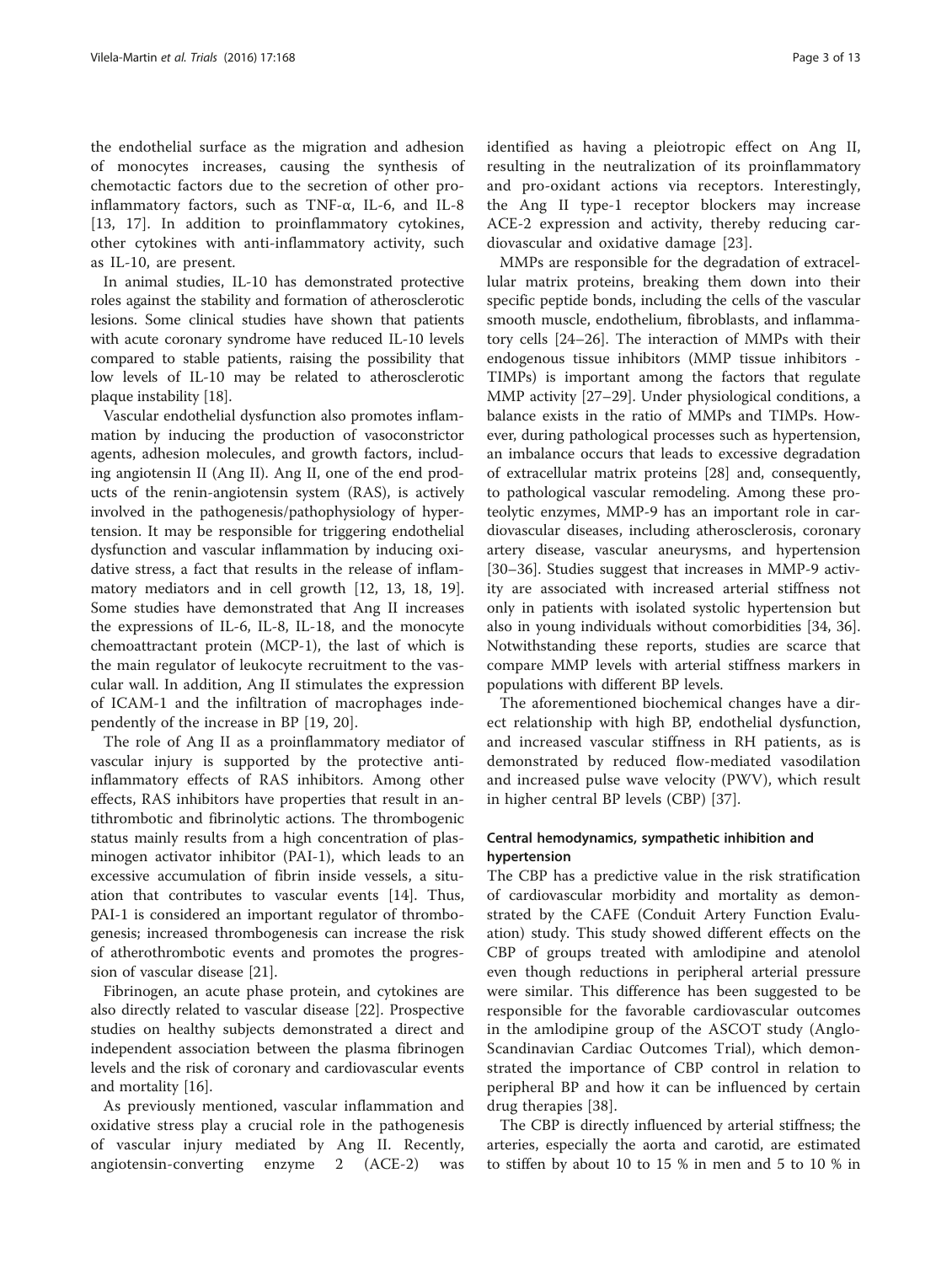the endothelial surface as the migration and adhesion of monocytes increases, causing the synthesis of chemotactic factors due to the secretion of other proinflammatory factors, such as TNF-α, IL-6, and IL-8 [13, 17]. In addition to proinflammatory cytokines, other cytokines with anti-inflammatory activity, such as IL-10, are present.

In animal studies, IL-10 has demonstrated protective roles against the stability and formation of atherosclerotic lesions. Some clinical studies have shown that patients with acute coronary syndrome have reduced IL-10 levels compared to stable patients, raising the possibility that low levels of IL-10 may be related to atherosclerotic plaque instability [18].

Vascular endothelial dysfunction also promotes inflammation by inducing the production of vasoconstrictor agents, adhesion molecules, and growth factors, including angiotensin II (Ang II). Ang II, one of the end products of the renin-angiotensin system (RAS), is actively involved in the pathogenesis/pathophysiology of hypertension. It may be responsible for triggering endothelial dysfunction and vascular inflammation by inducing oxidative stress, a fact that results in the release of inflammatory mediators and in cell growth [12, 13, 18, 19]. Some studies have demonstrated that Ang II increases the expressions of IL-6, IL-8, IL-18, and the monocyte chemoattractant protein (MCP-1), the last of which is the main regulator of leukocyte recruitment to the vascular wall. In addition, Ang II stimulates the expression of ICAM-1 and the infiltration of macrophages independently of the increase in BP [19, 20].

The role of Ang II as a proinflammatory mediator of vascular injury is supported by the protective anti-inflammatory effects of RAS inhibitors. Among other effects, RAS inhibitors have properties that result in antithrombotic and fibrinolytic actions. The thrombogenic status mainly results from a high concentration of plasminogen activator inhibitor (PAI-1), which leads to an excessive accumulation of fibrin inside vessels, a situation that contributes to vascular events [14]. Thus, PAI-1 is considered an important regulator of thrombogenesis; increased thrombogenesis can increase the risk of atherothrombotic events and promotes the progression of vascular disease [21].

Fibrinogen, an acute phase protein, and cytokines are also directly related to vascular disease [22]. Prospective studies on healthy subjects demonstrated a direct and independent association between the plasma fibrinogen levels and the risk of coronary and cardiovascular events and mortality [16].

As previously mentioned, vascular inflammation and oxidative stress play a crucial role in the pathogenesis of vascular injury mediated by Ang II. Recently, angiotensin-converting enzyme 2 (ACE-2) was identified as having a pleiotropic effect on Ang II, resulting in the neutralization of its proinflammatory and pro-oxidant actions via receptors. Interestingly, the Ang II type-1 receptor blockers may increase ACE-2 expression and activity, thereby reducing cardiovascular and oxidative damage [23].

MMPs are responsible for the degradation of extracellular matrix proteins, breaking them down into their specific peptide bonds, including the cells of the vascular smooth muscle, endothelium, fibroblasts, and inflammatory cells [24–26]. The interaction of MMPs with their endogenous tissue inhibitors (MMP tissue inhibitors - TIMPs) is important among the factors that regulate MMP activity [27–29]. Under physiological conditions, a balance exists in the ratio of MMPs and TIMPs. However, during pathological processes such as hypertension, an imbalance occurs that leads to excessive degradation of extracellular matrix proteins [28] and, consequently, to pathological vascular remodeling. Among these proteolytic enzymes, MMP-9 has an important role in cardiovascular diseases, including atherosclerosis, coronary artery disease, vascular aneurysms, and hypertension [30–36]. Studies suggest that increases in MMP-9 activity are associated with increased arterial stiffness not only in patients with isolated systolic hypertension but also in young individuals without comorbidities [34, 36]. Notwithstanding these reports, studies are scarce that compare MMP levels with arterial stiffness markers in populations with different BP levels.

The aforementioned biochemical changes have a direct relationship with high BP, endothelial dysfunction, and increased vascular stiffness in RH patients, as is demonstrated by reduced flow-mediated vasodilation and increased pulse wave velocity (PWV), which result in higher central BP levels (CBP) [37].

### Central hemodynamics, sympathetic inhibition and hypertension

The CBP has a predictive value in the risk stratification of cardiovascular morbidity and mortality as demonstrated by the CAFE (Conduit Artery Function Evaluation) study. This study showed different effects on the CBP of groups treated with amlodipine and atenolol even though reductions in peripheral arterial pressure were similar. This difference has been suggested to be responsible for the favorable cardiovascular outcomes in the amlodipine group of the ASCOT study (Anglo-Scandinavian Cardiac Outcomes Trial), which demonstrated the importance of CBP control in relation to peripheral BP and how it can be influenced by certain drug therapies [38].

The CBP is directly influenced by arterial stiffness; the arteries, especially the aorta and carotid, are estimated to stiffen by about 10 to 15 % in men and 5 to 10 % in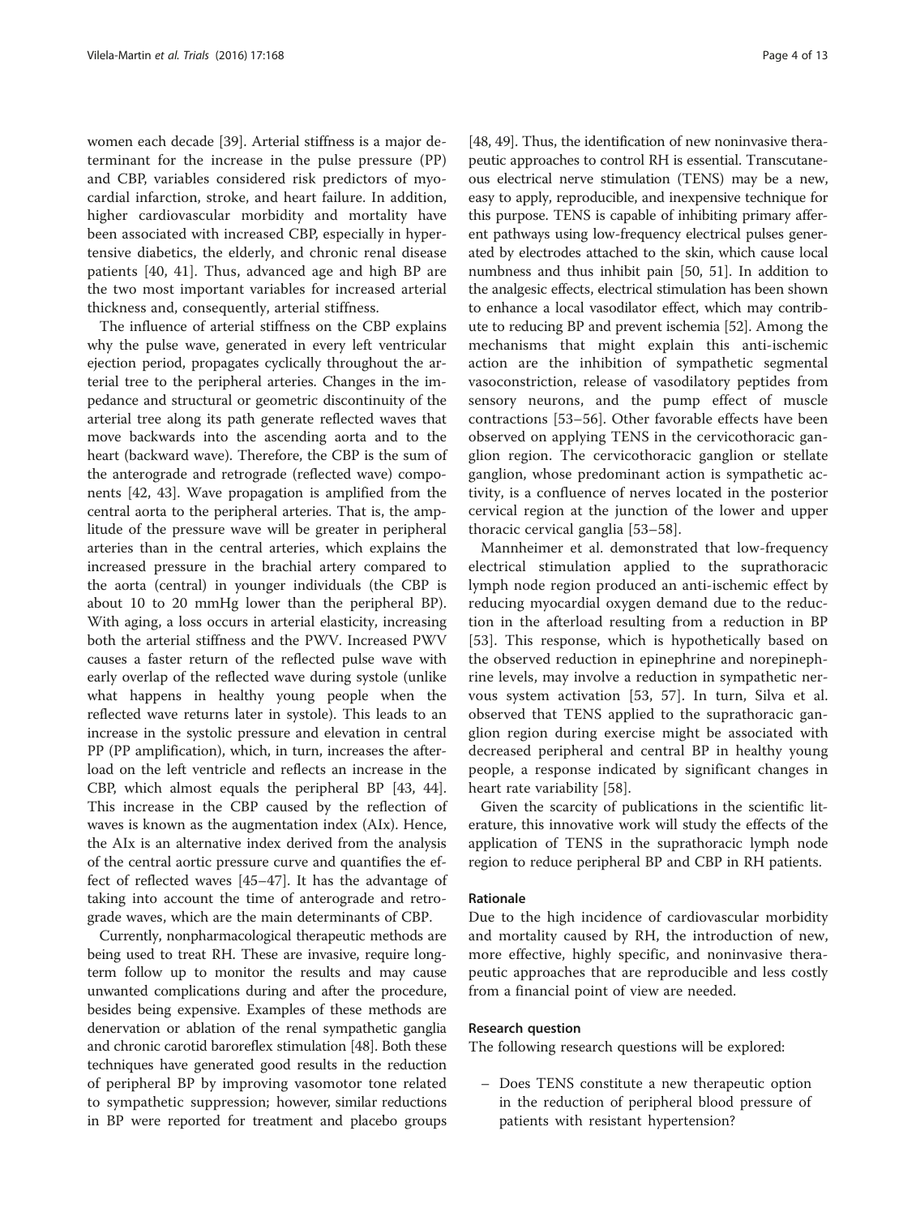women each decade [39]. Arterial stiffness is a major determinant for the increase in the pulse pressure (PP) and CBP, variables considered risk predictors of myocardial infarction, stroke, and heart failure. In addition, higher cardiovascular morbidity and mortality have been associated with increased CBP, especially in hypertensive diabetics, the elderly, and chronic renal disease patients [40, 41]. Thus, advanced age and high BP are the two most important variables for increased arterial thickness and, consequently, arterial stiffness.

The influence of arterial stiffness on the CBP explains why the pulse wave, generated in every left ventricular ejection period, propagates cyclically throughout the arterial tree to the peripheral arteries. Changes in the impedance and structural or geometric discontinuity of the arterial tree along its path generate reflected waves that move backwards into the ascending aorta and to the heart (backward wave). Therefore, the CBP is the sum of the anterograde and retrograde (reflected wave) components [42, 43]. Wave propagation is amplified from the central aorta to the peripheral arteries. That is, the amplitude of the pressure wave will be greater in peripheral arteries than in the central arteries, which explains the increased pressure in the brachial artery compared to the aorta (central) in younger individuals (the CBP is about 10 to 20 mmHg lower than the peripheral BP). With aging, a loss occurs in arterial elasticity, increasing both the arterial stiffness and the PWV. Increased PWV causes a faster return of the reflected pulse wave with early overlap of the reflected wave during systole (unlike what happens in healthy young people when the reflected wave returns later in systole). This leads to an increase in the systolic pressure and elevation in central PP (PP amplification), which, in turn, increases the afterload on the left ventricle and reflects an increase in the CBP, which almost equals the peripheral BP [43, 44]. This increase in the CBP caused by the reflection of waves is known as the augmentation index (AIx). Hence, the AIx is an alternative index derived from the analysis of the central aortic pressure curve and quantifies the effect of reflected waves [45–47]. It has the advantage of taking into account the time of anterograde and retrograde waves, which are the main determinants of CBP.

Currently, nonpharmacological therapeutic methods are being used to treat RH. These are invasive, require long-term follow up to monitor the results and may cause unwanted complications during and after the procedure, besides being expensive. Examples of these methods are denervation or ablation of the renal sympathetic ganglia and chronic carotid baroreflex stimulation [48]. Both these techniques have generated good results in the reduction of peripheral BP by improving vasomotor tone related to sympathetic suppression; however, similar reductions in BP were reported for treatment and placebo groups [48, 49]. Thus, the identification of new noninvasive therapeutic approaches to control RH is essential. Transcutaneous electrical nerve stimulation (TENS) may be a new, easy to apply, reproducible, and inexpensive technique for this purpose. TENS is capable of inhibiting primary afferent pathways using low-frequency electrical pulses generated by electrodes attached to the skin, which cause local numbness and thus inhibit pain [50, 51]. In addition to the analgesic effects, electrical stimulation has been shown to enhance a local vasodilator effect, which may contribute to reducing BP and prevent ischemia [52]. Among the mechanisms that might explain this anti-ischemic action are the inhibition of sympathetic segmental vasoconstriction, release of vasodilatory peptides from sensory neurons, and the pump effect of muscle contractions [53–56]. Other favorable effects have been observed on applying TENS in the cervicothoracic ganglion region. The cervicothoracic ganglion or stellate ganglion, whose predominant action is sympathetic activity, is a confluence of nerves located in the posterior cervical region at the junction of the lower and upper thoracic cervical ganglia [53–58].

Mannheimer et al. demonstrated that low-frequency electrical stimulation applied to the suprathoracic lymph node region produced an anti-ischemic effect by reducing myocardial oxygen demand due to the reduction in the afterload resulting from a reduction in BP [53]. This response, which is hypothetically based on the observed reduction in epinephrine and norepinephrine levels, may involve a reduction in sympathetic nervous system activation [53, 57]. In turn, Silva et al. observed that TENS applied to the suprathoracic ganglion region during exercise might be associated with decreased peripheral and central BP in healthy young people, a response indicated by significant changes in heart rate variability [58].

Given the scarcity of publications in the scientific literature, this innovative work will study the effects of the application of TENS in the suprathoracic lymph node region to reduce peripheral BP and CBP in RH patients.

#### Rationale

Due to the high incidence of cardiovascular morbidity and mortality caused by RH, the introduction of new, more effective, highly specific, and noninvasive therapeutic approaches that are reproducible and less costly from a financial point of view are needed.

#### Research question

The following research questions will be explored:

- Does TENS constitute a new therapeutic option in the reduction of peripheral blood pressure of patients with resistant hypertension?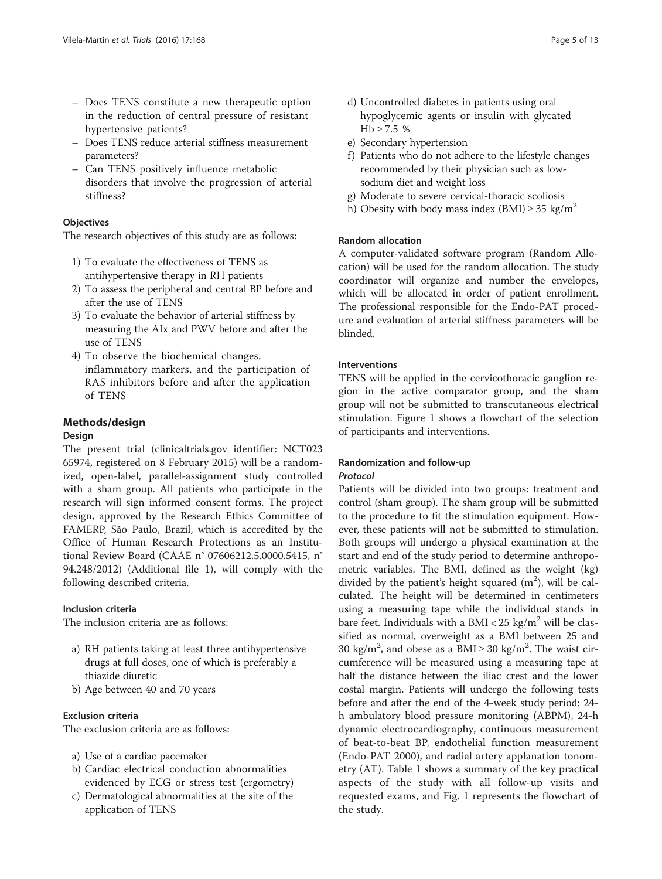- Does TENS constitute a new therapeutic option in the reduction of central pressure of resistant hypertensive patients?
- Does TENS reduce arterial stiffness measurement parameters?
- Can TENS positively influence metabolic disorders that involve the progression of arterial stiffness?

### Objectives

The research objectives of this study are as follows:

1) To evaluate the effectiveness of TENS as antihypertensive therapy in RH patients
2) To assess the peripheral and central BP before and after the use of TENS
3) To evaluate the behavior of arterial stiffness by measuring the AIx and PWV before and after the use of TENS
4) To observe the biochemical changes, inflammatory markers, and the participation of RAS inhibitors before and after the application of TENS

## Methods/design

### Design

The present trial (clinicaltrials.gov identifier: NCT02365974, registered on 8 February 2015) will be a randomized, open-label, parallel-assignment study controlled with a sham group. All patients who participate in the research will sign informed consent forms. The project design, approved by the Research Ethics Committee of FAMERP, São Paulo, Brazil, which is accredited by the Office of Human Research Protections as an Institutional Review Board (CAAE n° 07606212.5.0000.5415, n° 94.248/2012) (Additional file 1), will comply with the following described criteria.

### Inclusion criteria

The inclusion criteria are as follows:

a) RH patients taking at least three antihypertensive drugs at full doses, one of which is preferably a thiazide diuretic
b) Age between 40 and 70 years

### Exclusion criteria

The exclusion criteria are as follows:

a) Use of a cardiac pacemaker
b) Cardiac electrical conduction abnormalities evidenced by ECG or stress test (ergometry)
c) Dermatological abnormalities at the site of the application of TENS
d) Uncontrolled diabetes in patients using oral hypoglycemic agents or insulin with glycated Hb ≥ 7.5 %
e) Secondary hypertension
f) Patients who do not adhere to the lifestyle changes recommended by their physician such as low-sodium diet and weight loss
g) Moderate to severe cervical-thoracic scoliosis
h) Obesity with body mass index (BMI) ≥ 35 kg/$m^2$

### Random allocation

A computer-validated software program (Random Allocation) will be used for the random allocation. The study coordinator will organize and number the envelopes, which will be allocated in order of patient enrollment. The professional responsible for the Endo-PAT procedure and evaluation of arterial stiffness parameters will be blinded.

### Interventions

TENS will be applied in the cervicothoracic ganglion region in the active comparator group, and the sham group will not be submitted to transcutaneous electrical stimulation. Figure 1 shows a flowchart of the selection of participants and interventions.

### Randomization and follow-up

#### *Protocol*

Patients will be divided into two groups: treatment and control (sham group). The sham group will be submitted to the procedure to fit the stimulation equipment. However, these patients will not be submitted to stimulation. Both groups will undergo a physical examination at the start and end of the study period to determine anthropometric variables. The BMI, defined as the weight (kg) divided by the patient's height squared ($m^2$), will be calculated. The height will be determined in centimeters using a measuring tape while the individual stands in bare feet. Individuals with a BMI < 25 kg/$m^2$ will be classified as normal, overweight as a BMI between 25 and 30 kg/$m^2$, and obese as a BMI ≥ 30 kg/$m^2$. The waist circumference will be measured using a measuring tape at half the distance between the iliac crest and the lower costal margin. Patients will undergo the following tests before and after the end of the 4-week study period: 24-h ambulatory blood pressure monitoring (ABPM), 24-h dynamic electrocardiography, continuous measurement of beat-to-beat BP, endothelial function measurement (Endo-PAT 2000), and radial artery applanation tonometry (AT). Table 1 shows a summary of the key practical aspects of the study with all follow-up visits and requested exams, and Fig. 1 represents the flowchart of the study.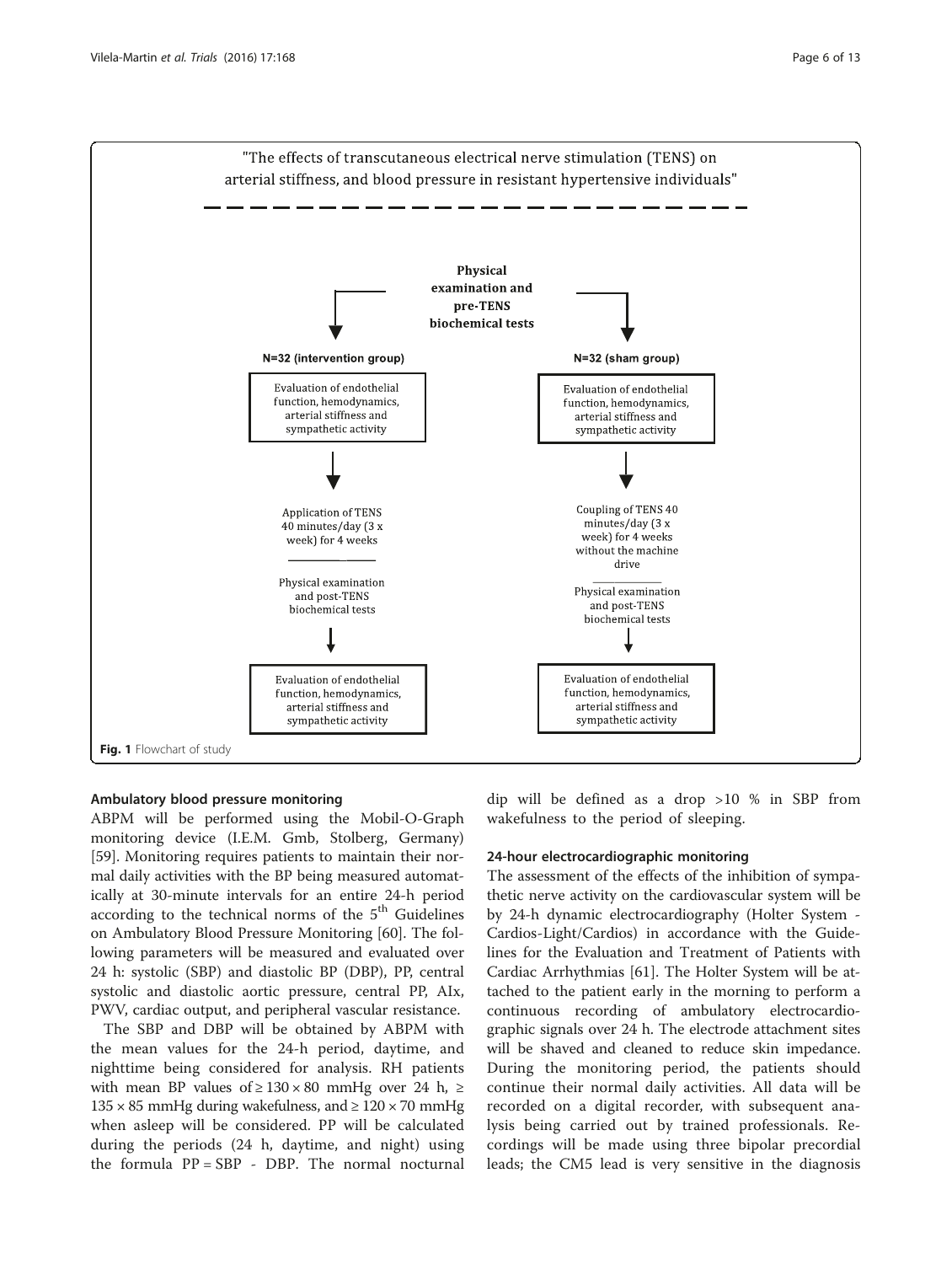"The effects of transcutaneous electrical nerve stimulation (TENS) on arterial stiffness, and blood pressure in resistant hypertensive individuals"

**Physical examination and pre-TENS biochemical tests**

| N=32 (intervention group) | N=32 (sham group) |
| --- | --- |
| Evaluation of endothelial function, hemodynamics, arterial stiffness and sympathetic activity | Evaluation of endothelial function, hemodynamics, arterial stiffness and sympathetic activity |
| Application of TENS 40 minutes/day (3 x week) for 4 weeks | Coupling of TENS 40 minutes/day (3 x week) for 4 weeks without the machine drive |
| Physical examination and post-TENS biochemical tests | Physical examination and post-TENS biochemical tests |
| Evaluation of endothelial function, hemodynamics, arterial stiffness and sympathetic activity | Evaluation of endothelial function, hemodynamics, arterial stiffness and sympathetic activity |

**Fig. 1** Flowchart of study

### Ambulatory blood pressure monitoring

ABPM will be performed using the Mobil-O-Graph monitoring device (I.E.M. Gmb, Stolberg, Germany) [59]. Monitoring requires patients to maintain their normal daily activities with the BP being measured automatically at 30-minute intervals for an entire 24-h period according to the technical norms of the 5th Guidelines on Ambulatory Blood Pressure Monitoring [60]. The following parameters will be measured and evaluated over 24 h: systolic (SBP) and diastolic BP (DBP), PP, central systolic and diastolic aortic pressure, central PP, AIx, PWV, cardiac output, and peripheral vascular resistance.

The SBP and DBP will be obtained by ABPM with the mean values for the 24-h period, daytime, and nighttime being considered for analysis. RH patients with mean BP values of $\geq 130 \times 80$ mmHg over 24 h, $\geq 135 \times 85$ mmHg during wakefulness, and $\geq 120 \times 70$ mmHg when asleep will be considered. PP will be calculated during the periods (24 h, daytime, and night) using the formula PP = SBP - DBP. The normal nocturnal dip will be defined as a drop >10 % in SBP from wakefulness to the period of sleeping.

### 24-hour electrocardiographic monitoring

The assessment of the effects of the inhibition of sympathetic nerve activity on the cardiovascular system will be by 24-h dynamic electrocardiography (Holter System - Cardios-Light/Cardios) in accordance with the Guidelines for the Evaluation and Treatment of Patients with Cardiac Arrhythmias [61]. The Holter System will be attached to the patient early in the morning to perform a continuous recording of ambulatory electrocardiographic signals over 24 h. The electrode attachment sites will be shaved and cleaned to reduce skin impedance. During the monitoring period, the patients should continue their normal daily activities. All data will be recorded on a digital recorder, with subsequent analysis being carried out by trained professionals. Recordings will be made using three bipolar precordial leads; the CM5 lead is very sensitive in the diagnosis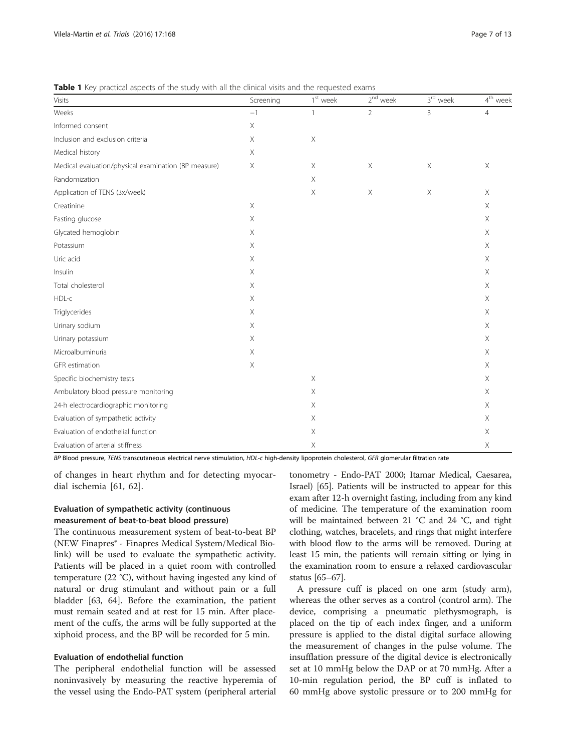**Table 1** Key practical aspects of the study with all the clinical visits and the requested exams

| Visits | Screening | 1st week | 2nd week | 3rd week | 4th week |
|---|---|---|---|---|---|
| Weeks | −1 | 1 | 2 | 3 | 4 |
| Informed consent | X | | | | |
| Inclusion and exclusion criteria | X | X | | | |
| Medical history | X | | | | |
| Medical evaluation/physical examination (BP measure) | X | X | X | X | X |
| Randomization | | X | | | |
| Application of TENS (3x/week) | | X | X | X | X |
| Creatinine | X | | | | X |
| Fasting glucose | X | | | | X |
| Glycated hemoglobin | X | | | | X |
| Potassium | X | | | | X |
| Uric acid | X | | | | X |
| Insulin | X | | | | X |
| Total cholesterol | X | | | | X |
| HDL-c | X | | | | X |
| Triglycerides | X | | | | X |
| Urinary sodium | X | | | | X |
| Urinary potassium | X | | | | X |
| Microalbuminuria | X | | | | X |
| GFR estimation | X | | | | X |
| Specific biochemistry tests | | X | | | X |
| Ambulatory blood pressure monitoring | | X | | | X |
| 24-h electrocardiographic monitoring | | X | | | X |
| Evaluation of sympathetic activity | | X | | | X |
| Evaluation of endothelial function | | X | | | X |
| Evaluation of arterial stiffness | | X | | | X |

*BP* Blood pressure, *TENS* transcutaneous electrical nerve stimulation, *HDL-c* high-density lipoprotein cholesterol, *GFR* glomerular filtration rate

of changes in heart rhythm and for detecting myocardial ischemia [61, 62].

### Evaluation of sympathetic activity (continuous measurement of beat-to-beat blood pressure)

The continuous measurement system of beat-to-beat BP (NEW Finapres® - Finapres Medical System/Medical Biolink) will be used to evaluate the sympathetic activity. Patients will be placed in a quiet room with controlled temperature (22 °C), without having ingested any kind of natural or drug stimulant and without pain or a full bladder [63, 64]. Before the examination, the patient must remain seated and at rest for 15 min. After placement of the cuffs, the arms will be fully supported at the xiphoid process, and the BP will be recorded for 5 min.

### Evaluation of endothelial function

The peripheral endothelial function will be assessed noninvasively by measuring the reactive hyperemia of the vessel using the Endo-PAT system (peripheral arterial tonometry - Endo-PAT 2000; Itamar Medical, Caesarea, Israel) [65]. Patients will be instructed to appear for this exam after 12-h overnight fasting, including from any kind of medicine. The temperature of the examination room will be maintained between 21 °C and 24 °C, and tight clothing, watches, bracelets, and rings that might interfere with blood flow to the arms will be removed. During at least 15 min, the patients will remain sitting or lying in the examination room to ensure a relaxed cardiovascular status [65–67].

A pressure cuff is placed on one arm (study arm), whereas the other serves as a control (control arm). The device, comprising a pneumatic plethysmograph, is placed on the tip of each index finger, and a uniform pressure is applied to the distal digital surface allowing the measurement of changes in the pulse volume. The insufflation pressure of the digital device is electronically set at 10 mmHg below the DAP or at 70 mmHg. After a 10-min regulation period, the BP cuff is inflated to 60 mmHg above systolic pressure or to 200 mmHg for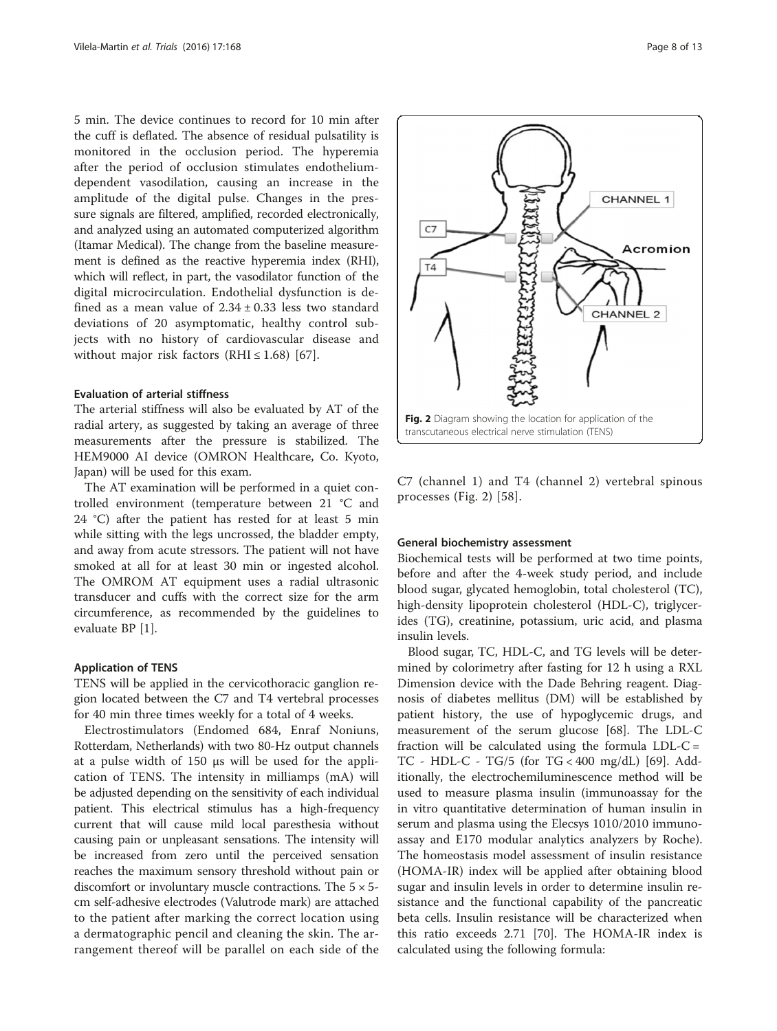5 min. The device continues to record for 10 min after the cuff is deflated. The absence of residual pulsatility is monitored in the occlusion period. The hyperemia after the period of occlusion stimulates endothelium-dependent vasodilation, causing an increase in the amplitude of the digital pulse. Changes in the pressure signals are filtered, amplified, recorded electronically, and analyzed using an automated computerized algorithm (Itamar Medical). The change from the baseline measurement is defined as the reactive hyperemia index (RHI), which will reflect, in part, the vasodilator function of the digital microcirculation. Endothelial dysfunction is defined as a mean value of $2.34 \pm 0.33$ less two standard deviations of 20 asymptomatic, healthy control subjects with no history of cardiovascular disease and without major risk factors (RHI ≤ 1.68) [67].

#### Evaluation of arterial stiffness

The arterial stiffness will also be evaluated by AT of the radial artery, as suggested by taking an average of three measurements after the pressure is stabilized. The HEM9000 AI device (OMRON Healthcare, Co. Kyoto, Japan) will be used for this exam.

The AT examination will be performed in a quiet controlled environment (temperature between 21 °C and 24 °C) after the patient has rested for at least 5 min while sitting with the legs uncrossed, the bladder empty, and away from acute stressors. The patient will not have smoked at all for at least 30 min or ingested alcohol. The OMROM AT equipment uses a radial ultrasonic transducer and cuffs with the correct size for the arm circumference, as recommended by the guidelines to evaluate BP [1].

#### Application of TENS

TENS will be applied in the cervicothoracic ganglion region located between the C7 and T4 vertebral processes for 40 min three times weekly for a total of 4 weeks.

Electrostimulators (Endomed 684, Enraf Noniuns, Rotterdam, Netherlands) with two 80-Hz output channels at a pulse width of 150 μs will be used for the application of TENS. The intensity in milliamps (mA) will be adjusted depending on the sensitivity of each individual patient. This electrical stimulus has a high-frequency current that will cause mild local paresthesia without causing pain or unpleasant sensations. The intensity will be increased from zero until the perceived sensation reaches the maximum sensory threshold without pain or discomfort or involuntary muscle contractions. The 5 × 5-cm self-adhesive electrodes (Valutrode mark) are attached to the patient after marking the correct location using a dermatographic pencil and cleaning the skin. The arrangement thereof will be parallel on each side of the C7 (channel 1) and T4 (channel 2) vertebral spinous processes (Fig. 2) [58].

**Fig. 2** Diagram showing the location for application of the transcutaneous electrical nerve stimulation (TENS)

#### General biochemistry assessment

Biochemical tests will be performed at two time points, before and after the 4-week study period, and include blood sugar, glycated hemoglobin, total cholesterol (TC), high-density lipoprotein cholesterol (HDL-C), triglycerides (TG), creatinine, potassium, uric acid, and plasma insulin levels.

Blood sugar, TC, HDL-C, and TG levels will be determined by colorimetry after fasting for 12 h using a RXL Dimension device with the Dade Behring reagent. Diagnosis of diabetes mellitus (DM) will be established by patient history, the use of hypoglycemic drugs, and measurement of the serum glucose [68]. The LDL-C fraction will be calculated using the formula LDL-C = TC - HDL-C - TG/5 (for TG < 400 mg/dL) [69]. Additionally, the electrochemiluminescence method will be used to measure plasma insulin (immunoassay for the in vitro quantitative determination of human insulin in serum and plasma using the Elecsys 1010/2010 immunoassay and E170 modular analytics analyzers by Roche). The homeostasis model assessment of insulin resistance (HOMA-IR) index will be applied after obtaining blood sugar and insulin levels in order to determine insulin resistance and the functional capability of the pancreatic beta cells. Insulin resistance will be characterized when this ratio exceeds 2.71 [70]. The HOMA-IR index is calculated using the following formula: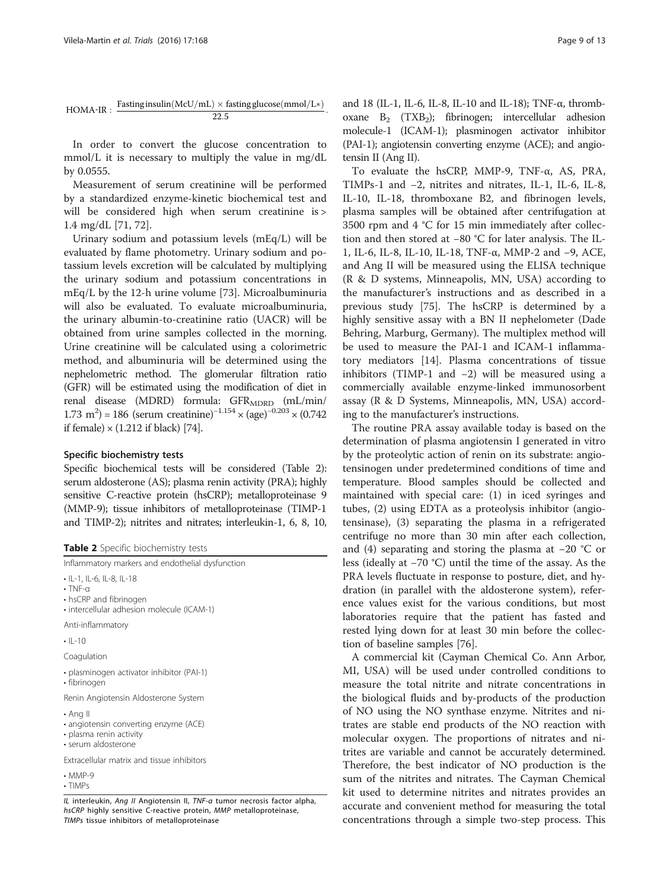$$\text{HOMA-IR} : \frac{\text{Fasting insulin}(\text{McU/mL}) \times \text{fasting glucose}(\text{mmol/L}*)}{22.5}.$$

In order to convert the glucose concentration to mmol/L it is necessary to multiply the value in mg/dL by 0.0555.

Measurement of serum creatinine will be performed by a standardized enzyme-kinetic biochemical test and will be considered high when serum creatinine is > 1.4 mg/dL [71, 72].

Urinary sodium and potassium levels (mEq/L) will be evaluated by flame photometry. Urinary sodium and potassium levels excretion will be calculated by multiplying the urinary sodium and potassium concentrations in mEq/L by the 12-h urine volume [73]. Microalbuminuria will also be evaluated. To evaluate microalbuminuria, the urinary albumin-to-creatinine ratio (UACR) will be obtained from urine samples collected in the morning. Urine creatinine will be calculated using a colorimetric method, and albuminuria will be determined using the nephelometric method. The glomerular filtration ratio (GFR) will be estimated using the modification of diet in renal disease (MDRD) formula: $GFR_{MDRD}$ (mL/min/1.73 $m^2$) = 186 (serum creatinine)$^{-1.154}$ × (age)$^{-0.203}$ × (0.742 if female) × (1.212 if black) [74].

### Specific biochemistry tests

Specific biochemical tests will be considered (Table 2): serum aldosterone (AS); plasma renin activity (PRA); highly sensitive C-reactive protein (hsCRP); metalloproteinase 9 (MMP-9); tissue inhibitors of metalloproteinase (TIMP-1 and TIMP-2); nitrites and nitrates; interleukin-1, 6, 8, 10, and 18 (IL-1, IL-6, IL-8, IL-10 and IL-18); TNF-α, thromboxane $B_2$ ($TXB_2$); fibrinogen; intercellular adhesion molecule-1 (ICAM-1); plasminogen activator inhibitor (PAI-1); angiotensin converting enzyme (ACE); and angiotensin II (Ang II).

**Table 2** Specific biochemistry tests

| |
|---|
| Inflammatory markers and endothelial dysfunction |
| • IL-1, IL-6, IL-8, IL-18 |
| • TNF-α |
| • hsCRP and fibrinogen |
| • intercellular adhesion molecule (ICAM-1) |
| Anti-inflammatory |
| • IL-10 |
| Coagulation |
| • plasminogen activator inhibitor (PAI-1) |
| • fibrinogen |
| Renin Angiotensin Aldosterone System |
| • Ang II |
| • angiotensin converting enzyme (ACE) |
| • plasma renin activity |
| • serum aldosterone |
| Extracellular matrix and tissue inhibitors |
| • MMP-9 |
| • TIMPs |

*IL* interleukin, *Ang II* Angiotensin II, *TNF-α* tumor necrosis factor alpha, *hsCRP* highly sensitive C-reactive protein, *MMP* metalloproteinase, *TIMPs* tissue inhibitors of metalloproteinase

To evaluate the hsCRP, MMP-9, TNF-α, AS, PRA, TIMPs-1 and −2, nitrites and nitrates, IL-1, IL-6, IL-8, IL-10, IL-18, thromboxane B2, and fibrinogen levels, plasma samples will be obtained after centrifugation at 3500 rpm and 4 °C for 15 min immediately after collection and then stored at −80 °C for later analysis. The IL-1, IL-6, IL-8, IL-10, IL-18, TNF-α, MMP-2 and −9, ACE, and Ang II will be measured using the ELISA technique (R & D systems, Minneapolis, MN, USA) according to the manufacturer's instructions and as described in a previous study [75]. The hsCRP is determined by a highly sensitive assay with a BN II nephelometer (Dade Behring, Marburg, Germany). The multiplex method will be used to measure the PAI-1 and ICAM-1 inflammatory mediators [14]. Plasma concentrations of tissue inhibitors (TIMP-1 and −2) will be measured using a commercially available enzyme-linked immunosorbent assay (R & D Systems, Minneapolis, MN, USA) according to the manufacturer's instructions.

The routine PRA assay available today is based on the determination of plasma angiotensin I generated in vitro by the proteolytic action of renin on its substrate: angiotensinogen under predetermined conditions of time and temperature. Blood samples should be collected and maintained with special care: (1) in iced syringes and tubes, (2) using EDTA as a proteolysis inhibitor (angiotensinase), (3) separating the plasma in a refrigerated centrifuge no more than 30 min after each collection, and (4) separating and storing the plasma at −20 °C or less (ideally at −70 °C) until the time of the assay. As the PRA levels fluctuate in response to posture, diet, and hydration (in parallel with the aldosterone system), reference values exist for the various conditions, but most laboratories require that the patient has fasted and rested lying down for at least 30 min before the collection of baseline samples [76].

A commercial kit (Cayman Chemical Co. Ann Arbor, MI, USA) will be used under controlled conditions to measure the total nitrite and nitrate concentrations in the biological fluids and by-products of the production of NO using the NO synthase enzyme. Nitrites and nitrates are stable end products of the NO reaction with molecular oxygen. The proportions of nitrates and nitrites are variable and cannot be accurately determined. Therefore, the best indicator of NO production is the sum of the nitrites and nitrates. The Cayman Chemical kit used to determine nitrites and nitrates provides an accurate and convenient method for measuring the total concentrations through a simple two-step process. This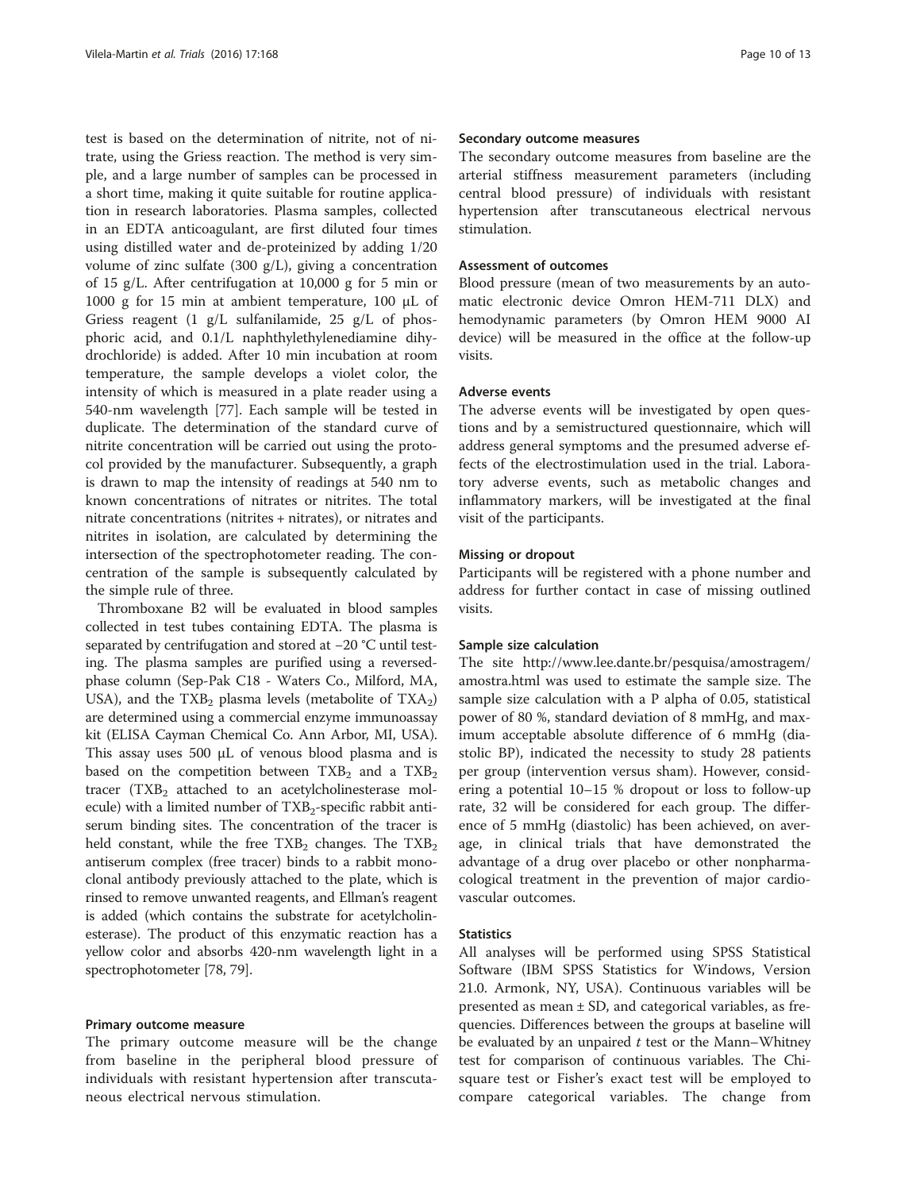test is based on the determination of nitrite, not of nitrate, using the Griess reaction. The method is very simple, and a large number of samples can be processed in a short time, making it quite suitable for routine application in research laboratories. Plasma samples, collected in an EDTA anticoagulant, are first diluted four times using distilled water and de-proteinized by adding 1/20 volume of zinc sulfate (300 g/L), giving a concentration of 15 g/L. After centrifugation at 10,000 g for 5 min or 1000 g for 15 min at ambient temperature, 100 μL of Griess reagent (1 g/L sulfanilamide, 25 g/L of phosphoric acid, and 0.1/L naphthylethylenediamine dihydrochloride) is added. After 10 min incubation at room temperature, the sample develops a violet color, the intensity of which is measured in a plate reader using a 540-nm wavelength [77]. Each sample will be tested in duplicate. The determination of the standard curve of nitrite concentration will be carried out using the protocol provided by the manufacturer. Subsequently, a graph is drawn to map the intensity of readings at 540 nm to known concentrations of nitrates or nitrites. The total nitrate concentrations (nitrites + nitrates), or nitrates and nitrites in isolation, are calculated by determining the intersection of the spectrophotometer reading. The concentration of the sample is subsequently calculated by the simple rule of three.

Thromboxane B2 will be evaluated in blood samples collected in test tubes containing EDTA. The plasma is separated by centrifugation and stored at −20 °C until testing. The plasma samples are purified using a reversed-phase column (Sep-Pak C18 - Waters Co., Milford, MA, USA), and the $TXB_2$ plasma levels (metabolite of $TXA_2$) are determined using a commercial enzyme immunoassay kit (ELISA Cayman Chemical Co. Ann Arbor, MI, USA). This assay uses 500 μL of venous blood plasma and is based on the competition between $TXB_2$ and a $TXB_2$ tracer ($TXB_2$ attached to an acetylcholinesterase molecule) with a limited number of $TXB_2$-specific rabbit antiserum binding sites. The concentration of the tracer is held constant, while the free $TXB_2$ changes. The $TXB_2$ antiserum complex (free tracer) binds to a rabbit monoclonal antibody previously attached to the plate, which is rinsed to remove unwanted reagents, and Ellman's reagent is added (which contains the substrate for acetylcholinesterase). The product of this enzymatic reaction has a yellow color and absorbs 420-nm wavelength light in a spectrophotometer [78, 79].

#### Primary outcome measure

The primary outcome measure will be the change from baseline in the peripheral blood pressure of individuals with resistant hypertension after transcutaneous electrical nervous stimulation.

#### Secondary outcome measures

The secondary outcome measures from baseline are the arterial stiffness measurement parameters (including central blood pressure) of individuals with resistant hypertension after transcutaneous electrical nervous stimulation.

#### Assessment of outcomes

Blood pressure (mean of two measurements by an automatic electronic device Omron HEM-711 DLX) and hemodynamic parameters (by Omron HEM 9000 AI device) will be measured in the office at the follow-up visits.

#### Adverse events

The adverse events will be investigated by open questions and by a semistructured questionnaire, which will address general symptoms and the presumed adverse effects of the electrostimulation used in the trial. Laboratory adverse events, such as metabolic changes and inflammatory markers, will be investigated at the final visit of the participants.

#### Missing or dropout

Participants will be registered with a phone number and address for further contact in case of missing outlined visits.

#### Sample size calculation

The site http://www.lee.dante.br/pesquisa/amostragem/amostra.html was used to estimate the sample size. The sample size calculation with a P alpha of 0.05, statistical power of 80 %, standard deviation of 8 mmHg, and maximum acceptable absolute difference of 6 mmHg (diastolic BP), indicated the necessity to study 28 patients per group (intervention versus sham). However, considering a potential 10–15 % dropout or loss to follow-up rate, 32 will be considered for each group. The difference of 5 mmHg (diastolic) has been achieved, on average, in clinical trials that have demonstrated the advantage of a drug over placebo or other nonpharmacological treatment in the prevention of major cardiovascular outcomes.

#### Statistics

All analyses will be performed using SPSS Statistical Software (IBM SPSS Statistics for Windows, Version 21.0. Armonk, NY, USA). Continuous variables will be presented as mean ± SD, and categorical variables, as frequencies. Differences between the groups at baseline will be evaluated by an unpaired *t* test or the Mann–Whitney test for comparison of continuous variables. The Chi-square test or Fisher's exact test will be employed to compare categorical variables. The change from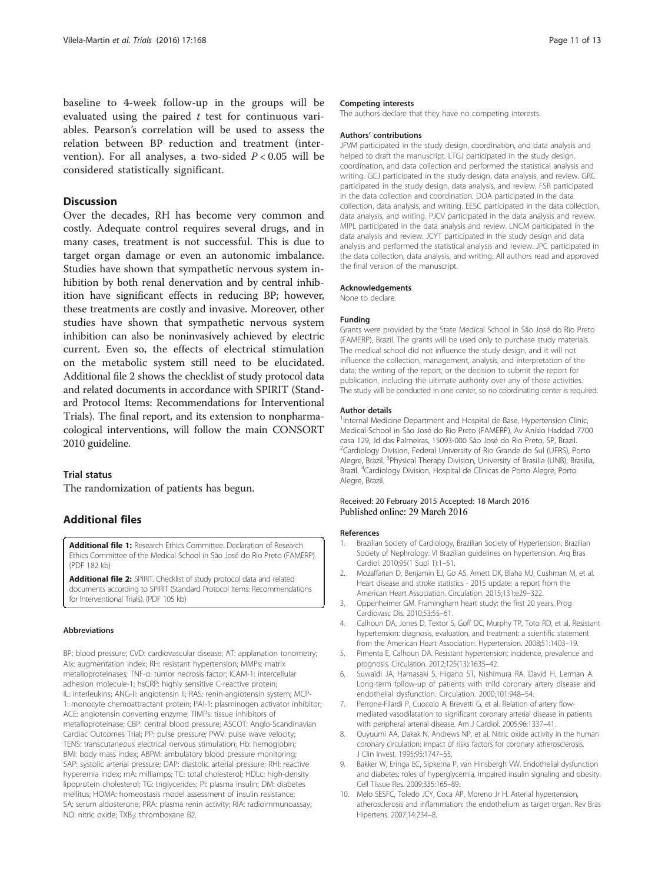baseline to 4-week follow-up in the groups will be evaluated using the paired $t$ test for continuous variables. Pearson's correlation will be used to assess the relation between BP reduction and treatment (intervention). For all analyses, a two-sided $P < 0.05$ will be considered statistically significant.

## Discussion

Over the decades, RH has become very common and costly. Adequate control requires several drugs, and in many cases, treatment is not successful. This is due to target organ damage or even an autonomic imbalance. Studies have shown that sympathetic nervous system inhibition by both renal denervation and by central inhibition have significant effects in reducing BP; however, these treatments are costly and invasive. Moreover, other studies have shown that sympathetic nervous system inhibition can also be noninvasively achieved by electric current. Even so, the effects of electrical stimulation on the metabolic system still need to be elucidated. Additional file 2 shows the checklist of study protocol data and related documents in accordance with SPIRIT (Standard Protocol Items: Recommendations for Interventional Trials). The final report, and its extension to nonpharmacological interventions, will follow the main CONSORT 2010 guideline.

### Trial status

The randomization of patients has begun.

## Additional files

**Additional file 1:** Research Ethics Committee. Declaration of Research Ethics Committee of the Medical School in São José do Rio Preto (FAMERP). (PDF 182 kb)

**Additional file 2:** SPIRIT. Checklist of study protocol data and related documents according to SPIRIT (Standard Protocol Items: Recommendations for Interventional Trials). (PDF 105 kb)

#### Abbreviations

BP: blood pressure; CVD: cardiovascular disease; AT: applanation tonometry; AIx: augmentation index; RH: resistant hypertension; MMPs: matrix metalloproteinases; TNF-α: tumor necrosis factor; ICAM-1: intercellular adhesion molecule-1; hsCRP: highly sensitive C-reactive protein; IL: interleukins; ANG-II: angiotensin II; RAS: renin-angiotensin system; MCP-1: monocyte chemoattractant protein; PAI-1: plasminogen activator inhibitor; ACE: angiotensin converting enzyme; TIMPs: tissue inhibitors of metalloproteinase; CBP: central blood pressure; ASCOT: Anglo-Scandinavian Cardiac Outcomes Trial; PP: pulse pressure; PWV: pulse wave velocity; TENS: transcutaneous electrical nervous stimulation; Hb: hemoglobin; BMI: body mass index; ABPM: ambulatory blood pressure monitoring; SAP: systolic arterial pressure; DAP: diastolic arterial pressure; RHI: reactive hyperemia index; mA: milliamps; TC: total cholesterol; HDLc: high-density lipoprotein cholesterol; TG: triglycerides; PI: plasma insulin; DM: diabetes mellitus; HOMA: homeostasis model assessment of insulin resistance; SA: serum aldosterone; PRA: plasma renin activity; RIA: radioimmunoassay; NO: nitric oxide; $TXB_2$: thromboxane B2.

#### Competing interests

The authors declare that they have no competing interests.

#### Authors' contributions

JFVM participated in the study design, coordination, and data analysis and helped to draft the manuscript. LTGJ participated in the study design, coordination, and data collection and performed the statistical analysis and writing. GCJ participated in the study design, data analysis, and review. GRC participated in the study design, data analysis, and review. FSR participated in the data collection and coordination. DOA participated in the data collection, data analysis, and writing. EESC participated in the data collection, data analysis, and writing. PJCV participated in the data analysis and review. MIPL participated in the data analysis and review. LNCM participated in the data analysis and review. JCYT participated in the study design and data analysis and performed the statistical analysis and review. JPC participated in the data collection, data analysis, and writing. All authors read and approved the final version of the manuscript.

#### Acknowledgements

None to declare.

#### Funding

Grants were provided by the State Medical School in São José do Rio Preto (FAMERP), Brazil. The grants will be used only to purchase study materials. The medical school did not influence the study design, and it will not influence the collection, management, analysis, and interpretation of the data; the writing of the report; or the decision to submit the report for publication, including the ultimate authority over any of those activities. The study will be conducted in one center, so no coordinating center is required.

#### Author details

[1]Internal Medicine Department and Hospital de Base, Hypertension Clinic, Medical School in São José do Rio Preto (FAMERP), Av Anísio Haddad 7700 casa 129, Jd das Palmeiras, 15093-000 São José do Rio Preto, SP, Brazil. [2]Cardiology Division, Federal University of Rio Grande do Sul (UFRS), Porto Alegre, Brazil. [3]Physical Therapy Division, University of Brasilia (UNB), Brasilia, Brazil. [4]Cardiology Division, Hospital de Clínicas de Porto Alegre, Porto Alegre, Brazil.

Received: 20 February 2015 Accepted: 18 March 2016
Published online: 29 March 2016

#### References

1. Brazilian Society of Cardiology, Brazilian Society of Hypertension, Brazilian Society of Nephrology. VI Brazilian guidelines on hypertension. Arq Bras Cardiol. 2010;95(1 Supl 1):1–51.
2. Mozaffarian D, Benjamin EJ, Go AS, Arnett DK, Blaha MJ, Cushman M, et al. Heart disease and stroke statistics - 2015 update: a report from the American Heart Association. Circulation. 2015;131:e29–322.
3. Oppenheimer GM. Framingham heart study: the first 20 years. Prog Cardiovasc Dis. 2010;53:55–61.
4. Calhoun DA, Jones D, Textor S, Goff DC, Murphy TP, Toto RD, et al. Resistant hypertension: diagnosis, evaluation, and treatment: a scientific statement from the American Heart Association. Hypertension. 2008;51:1403–19.
5. Pimenta E, Calhoun DA. Resistant hypertension: incidence, prevalence and prognosis. Circulation. 2012;125(13):1635–42.
6. Suwaidi JA, Hamasaki S, Higano ST, Nishimura RA, David H, Lerman A. Long-term follow-up of patients with mild coronary artery disease and endothelial dysfunction. Circulation. 2000;101:948–54.
7. Perrone-Filardi P, Cuocolo A, Brevetti G, et al. Relation of artery flow-mediated vasodilatation to significant coronary arterial disease in patients with peripheral arterial disease. Am J Cardiol. 2005;96:1337–41.
8. Quyuumi AA, Dakak N, Andrews NP, et al. Nitric oxide activity in the human coronary circulation: impact of risks factors for coronary atherosclerosis. J Clin Invest. 1995;95:1747–55.
9. Bakker W, Eringa EC, Sipkema P, van Hinsbergh VW. Endothelial dysfunction and diabetes: roles of hyperglycemia, impaired insulin signaling and obesity. Cell Tissue Res. 2009;335:165–89.
10. Melo SESFC, Toledo JCY, Coca AP, Moreno Jr H. Arterial hypertension, atherosclerosis and inflammation: the endothelium as target organ. Rev Bras Hipertens. 2007;14:234–8.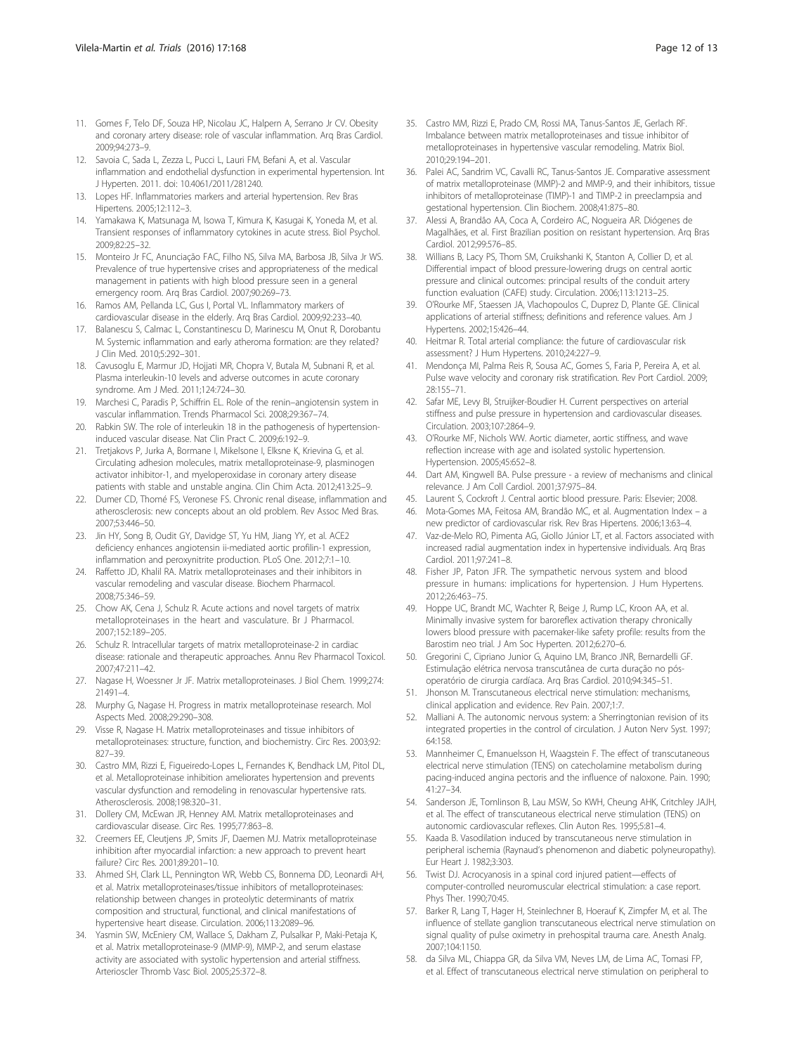11. Gomes F, Telo DF, Souza HP, Nicolau JC, Halpern A, Serrano Jr CV. Obesity and coronary artery disease: role of vascular inflammation. Arq Bras Cardiol. 2009;94:273–9.
12. Savoia C, Sada L, Zezza L, Pucci L, Lauri FM, Befani A, et al. Vascular inflammation and endothelial dysfunction in experimental hypertension. Int J Hyperten. 2011. doi: 10.4061/2011/281240.
13. Lopes HF. Inflammatories markers and arterial hypertension. Rev Bras Hipertens. 2005;12:112–3.
14. Yamakawa K, Matsunaga M, Isowa T, Kimura K, Kasugai K, Yoneda M, et al. Transient responses of inflammatory cytokines in acute stress. Biol Psychol. 2009;82:25–32.
15. Monteiro Jr FC, Anunciação FAC, Filho NS, Silva MA, Barbosa JB, Silva Jr WS. Prevalence of true hypertensive crises and appropriateness of the medical management in patients with high blood pressure seen in a general emergency room. Arq Bras Cardiol. 2007;90:269–73.
16. Ramos AM, Pellanda LC, Gus I, Portal VL. Inflammatory markers of cardiovascular disease in the elderly. Arq Bras Cardiol. 2009;92:233–40.
17. Balanescu S, Calmac L, Constantinescu D, Marinescu M, Onut R, Dorobantu M. Systemic inflammation and early atheroma formation: are they related? J Clin Med. 2010;5:292–301.
18. Cavusoglu E, Marmur JD, Hojjati MR, Chopra V, Butala M, Subnani R, et al. Plasma interleukin-10 levels and adverse outcomes in acute coronary syndrome. Am J Med. 2011;124:724–30.
19. Marchesi C, Paradis P, Schiffrin EL. Role of the renin–angiotensin system in vascular inflammation. Trends Pharmacol Sci. 2008;29:367–74.
20. Rabkin SW. The role of interleukin 18 in the pathogenesis of hypertension-induced vascular disease. Nat Clin Pract C. 2009;6:192–9.
21. Tretjakovs P, Jurka A, Bormane I, Mikelsone I, Elksne K, Krievina G, et al. Circulating adhesion molecules, matrix metalloproteinase-9, plasminogen activator inhibitor-1, and myeloperoxidase in coronary artery disease patients with stable and unstable angina. Clin Chim Acta. 2012;413:25–9.
22. Dumer CD, Thomé FS, Veronese FS. Chronic renal disease, inflammation and atherosclerosis: new concepts about an old problem. Rev Assoc Med Bras. 2007;53:446–50.
23. Jin HY, Song B, Oudit GY, Davidge ST, Yu HM, Jiang YY, et al. ACE2 deficiency enhances angiotensin ii-mediated aortic profilin-1 expression, inflammation and peroxynitrite production. PLoS One. 2012;7:1–10.
24. Raffetto JD, Khalil RA. Matrix metalloproteinases and their inhibitors in vascular remodeling and vascular disease. Biochem Pharmacol. 2008;75:346–59.
25. Chow AK, Cena J, Schulz R. Acute actions and novel targets of matrix metalloproteinases in the heart and vasculature. Br J Pharmacol. 2007;152:189–205.
26. Schulz R. Intracellular targets of matrix metalloproteinase-2 in cardiac disease: rationale and therapeutic approaches. Annu Rev Pharmacol Toxicol. 2007;47:211–42.
27. Nagase H, Woessner Jr JF. Matrix metalloproteinases. J Biol Chem. 1999;274: 21491–4.
28. Murphy G, Nagase H. Progress in matrix metalloproteinase research. Mol Aspects Med. 2008;29:290–308.
29. Visse R, Nagase H. Matrix metalloproteinases and tissue inhibitors of metalloproteinases: structure, function, and biochemistry. Circ Res. 2003;92: 827–39.
30. Castro MM, Rizzi E, Figueiredo-Lopes L, Fernandes K, Bendhack LM, Pitol DL, et al. Metalloproteinase inhibition ameliorates hypertension and prevents vascular dysfunction and remodeling in renovascular hypertensive rats. Atherosclerosis. 2008;198:320–31.
31. Dollery CM, McEwan JR, Henney AM. Matrix metalloproteinases and cardiovascular disease. Circ Res. 1995;77:863–8.
32. Creemers EE, Cleutjens JP, Smits JF, Daemen MJ. Matrix metalloproteinase inhibition after myocardial infarction: a new approach to prevent heart failure? Circ Res. 2001;89:201–10.
33. Ahmed SH, Clark LL, Pennington WR, Webb CS, Bonnema DD, Leonardi AH, et al. Matrix metalloproteinases/tissue inhibitors of metalloproteinases: relationship between changes in proteolytic determinants of matrix composition and structural, functional, and clinical manifestations of hypertensive heart disease. Circulation. 2006;113:2089–96.
34. Yasmin SW, McEniery CM, Wallace S, Dakham Z, Pulsalkar P, Maki-Petaja K, et al. Matrix metalloproteinase-9 (MMP-9), MMP-2, and serum elastase activity are associated with systolic hypertension and arterial stiffness. Arterioscler Thromb Vasc Biol. 2005;25:372–8.
35. Castro MM, Rizzi E, Prado CM, Rossi MA, Tanus-Santos JE, Gerlach RF. Imbalance between matrix metalloproteinases and tissue inhibitor of metalloproteinases in hypertensive vascular remodeling. Matrix Biol. 2010;29:194–201.
36. Palei AC, Sandrim VC, Cavalli RC, Tanus-Santos JE. Comparative assessment of matrix metalloproteinase (MMP)-2 and MMP-9, and their inhibitors, tissue inhibitors of metalloproteinase (TIMP)-1 and TIMP-2 in preeclampsia and gestational hypertension. Clin Biochem. 2008;41:875–80.
37. Alessi A, Brandão AA, Coca A, Cordeiro AC, Nogueira AR. Diógenes de Magalhães, et al. First Brazilian position on resistant hypertension. Arq Bras Cardiol. 2012;99:576–85.
38. Willians B, Lacy PS, Thom SM, Cruikshanki K, Stanton A, Collier D, et al. Differential impact of blood pressure-lowering drugs on central aortic pressure and clinical outcomes: principal results of the conduit artery function evaluation (CAFE) study. Circulation. 2006;113:1213–25.
39. O'Rourke MF, Staessen JA, Vlachopoulos C, Duprez D, Plante GE. Clinical applications of arterial stiffness; definitions and reference values. Am J Hypertens. 2002;15:426–44.
40. Heitmar R. Total arterial compliance: the future of cardiovascular risk assessment? J Hum Hypertens. 2010;24:227–9.
41. Mendonça MI, Palma Reis R, Sousa AC, Gomes S, Faria P, Pereira A, et al. Pulse wave velocity and coronary risk stratification. Rev Port Cardiol. 2009; 28:155–71.
42. Safar ME, Levy BI, Struijker-Boudier H. Current perspectives on arterial stiffness and pulse pressure in hypertension and cardiovascular diseases. Circulation. 2003;107:2864–9.
43. O'Rourke MF, Nichols WW. Aortic diameter, aortic stiffness, and wave reflection increase with age and isolated systolic hypertension. Hypertension. 2005;45:652–8.
44. Dart AM, Kingwell BA. Pulse pressure - a review of mechanisms and clinical relevance. J Am Coll Cardiol. 2001;37:975–84.
45. Laurent S, Cockroft J. Central aortic blood pressure. Paris: Elsevier; 2008.
46. Mota-Gomes MA, Feitosa AM, Brandão MC, et al. Augmentation Index – a new predictor of cardiovascular risk. Rev Bras Hipertens. 2006;13:63–4.
47. Vaz-de-Melo RO, Pimenta AG, Giollo Júnior LT, et al. Factors associated with increased radial augmentation index in hypertensive individuals. Arq Bras Cardiol. 2011;97:241–8.
48. Fisher JP, Paton JFR. The sympathetic nervous system and blood pressure in humans: implications for hypertension. J Hum Hypertens. 2012;26:463–75.
49. Hoppe UC, Brandt MC, Wachter R, Beige J, Rump LC, Kroon AA, et al. Minimally invasive system for baroreflex activation therapy chronically lowers blood pressure with pacemaker-like safety profile: results from the Barostim neo trial. J Am Soc Hyperten. 2012;6:270–6.
50. Gregorini C, Cipriano Junior G, Aquino LM, Branco JNR, Bernardelli GF. Estimulação elétrica nervosa transcutânea de curta duração no pós-operatório de cirurgia cardíaca. Arq Bras Cardiol. 2010;94:345–51.
51. Jhonson M. Transcutaneous electrical nerve stimulation: mechanisms, clinical application and evidence. Rev Pain. 2007;1:7.
52. Malliani A. The autonomic nervous system: a Sherringtonian revision of its integrated properties in the control of circulation. J Auton Nerv Syst. 1997; 64:158.
53. Mannheimer C, Emanuelsson H, Waagstein F. The effect of transcutaneous electrical nerve stimulation (TENS) on catecholamine metabolism during pacing-induced angina pectoris and the influence of naloxone. Pain. 1990; 41:27–34.
54. Sanderson JE, Tomlinson B, Lau MSW, So KWH, Cheung AHK, Critchley JAJH, et al. The effect of transcutaneous electrical nerve stimulation (TENS) on autonomic cardiovascular reflexes. Clin Auton Res. 1995;5:81–4.
55. Kaada B. Vasodilation induced by transcutaneous nerve stimulation in peripheral ischemia (Raynaud's phenomenon and diabetic polyneuropathy). Eur Heart J. 1982;3:303.
56. Twist DJ. Acrocyanosis in a spinal cord injured patient—effects of computer-controlled neuromuscular electrical stimulation: a case report. Phys Ther. 1990;70:45.
57. Barker R, Lang T, Hager H, Steinlechner B, Hoerauf K, Zimpfer M, et al. The influence of stellate ganglion transcutaneous electrical nerve stimulation on signal quality of pulse oximetry in prehospital trauma care. Anesth Analg. 2007;104:1150.
58. da Silva ML, Chiappa GR, da Silva VM, Neves LM, de Lima AC, Tomasi FP, et al. Effect of transcutaneous electrical nerve stimulation on peripheral to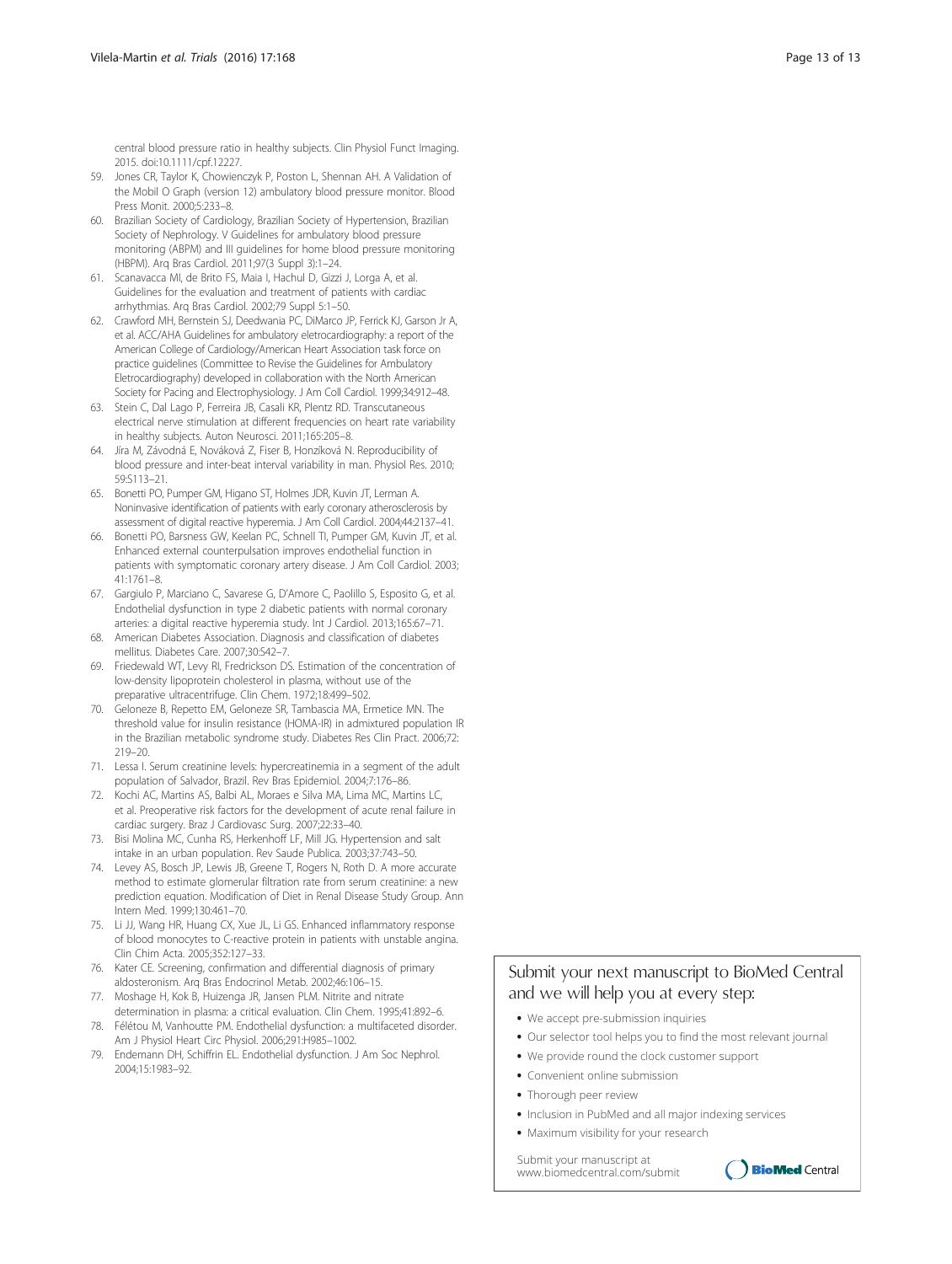central blood pressure ratio in healthy subjects. Clin Physiol Funct Imaging. 2015. doi:10.1111/cpf.12227.

59. Jones CR, Taylor K, Chowienczyk P, Poston L, Shennan AH. A Validation of the Mobil O Graph (version 12) ambulatory blood pressure monitor. Blood Press Monit. 2000;5:233–8.
60. Brazilian Society of Cardiology, Brazilian Society of Hypertension, Brazilian Society of Nephrology. V Guidelines for ambulatory blood pressure monitoring (ABPM) and III guidelines for home blood pressure monitoring (HBPM). Arq Bras Cardiol. 2011;97(3 Suppl 3):1–24.
61. Scanavacca MI, de Brito FS, Maia I, Hachul D, Gizzi J, Lorga A, et al. Guidelines for the evaluation and treatment of patients with cardiac arrhythmias. Arq Bras Cardiol. 2002;79 Suppl 5:1–50.
62. Crawford MH, Bernstein SJ, Deedwania PC, DiMarco JP, Ferrick KJ, Garson Jr A, et al. ACC/AHA Guidelines for ambulatory eletrocardiography: a report of the American College of Cardiology/American Heart Association task force on practice guidelines (Committee to Revise the Guidelines for Ambulatory Eletrocardiography) developed in collaboration with the North American Society for Pacing and Electrophysiology. J Am Coll Cardiol. 1999;34:912–48.
63. Stein C, Dal Lago P, Ferreira JB, Casali KR, Plentz RD. Transcutaneous electrical nerve stimulation at different frequencies on heart rate variability in healthy subjects. Auton Neurosci. 2011;165:205–8.
64. Jíra M, Závodná E, Nováková Z, Fiser B, Honzíková N. Reproducibility of blood pressure and inter-beat interval variability in man. Physiol Res. 2010; 59:S113–21.
65. Bonetti PO, Pumper GM, Higano ST, Holmes JDR, Kuvin JT, Lerman A. Noninvasive identification of patients with early coronary atherosclerosis by assessment of digital reactive hyperemia. J Am Coll Cardiol. 2004;44:2137–41.
66. Bonetti PO, Barsness GW, Keelan PC, Schnell TI, Pumper GM, Kuvin JT, et al. Enhanced external counterpulsation improves endothelial function in patients with symptomatic coronary artery disease. J Am Coll Cardiol. 2003; 41:1761–8.
67. Gargiulo P, Marciano C, Savarese G, D'Amore C, Paolillo S, Esposito G, et al. Endothelial dysfunction in type 2 diabetic patients with normal coronary arteries: a digital reactive hyperemia study. Int J Cardiol. 2013;165:67–71.
68. American Diabetes Association. Diagnosis and classification of diabetes mellitus. Diabetes Care. 2007;30:S42–7.
69. Friedewald WT, Levy RI, Fredrickson DS. Estimation of the concentration of low-density lipoprotein cholesterol in plasma, without use of the preparative ultracentrifuge. Clin Chem. 1972;18:499–502.
70. Geloneze B, Repetto EM, Geloneze SR, Tambascia MA, Ermetice MN. The threshold value for insulin resistance (HOMA-IR) in admixtured population IR in the Brazilian metabolic syndrome study. Diabetes Res Clin Pract. 2006;72: 219–20.
71. Lessa I. Serum creatinine levels: hypercreatinemia in a segment of the adult population of Salvador, Brazil. Rev Bras Epidemiol. 2004;7:176–86.
72. Kochi AC, Martins AS, Balbi AL, Moraes e Silva MA, Lima MC, Martins LC, et al. Preoperative risk factors for the development of acute renal failure in cardiac surgery. Braz J Cardiovasc Surg. 2007;22:33–40.
73. Bisi Molina MC, Cunha RS, Herkenhoff LF, Mill JG. Hypertension and salt intake in an urban population. Rev Saude Publica. 2003;37:743–50.
74. Levey AS, Bosch JP, Lewis JB, Greene T, Rogers N, Roth D. A more accurate method to estimate glomerular filtration rate from serum creatinine: a new prediction equation. Modification of Diet in Renal Disease Study Group. Ann Intern Med. 1999;130:461–70.
75. Li JJ, Wang HR, Huang CX, Xue JL, Li GS. Enhanced inflammatory response of blood monocytes to C-reactive protein in patients with unstable angina. Clin Chim Acta. 2005;352:127–33.
76. Kater CE. Screening, confirmation and differential diagnosis of primary aldosteronism. Arq Bras Endocrinol Metab. 2002;46:106–15.
77. Moshage H, Kok B, Huizenga JR, Jansen PLM. Nitrite and nitrate determination in plasma: a critical evaluation. Clin Chem. 1995;41:892–6.
78. Félétou M, Vanhoutte PM. Endothelial dysfunction: a multifaceted disorder. Am J Physiol Heart Circ Physiol. 2006;291:H985–1002.
79. Endemann DH, Schiffrin EL. Endothelial dysfunction. J Am Soc Nephrol. 2004;15:1983–92.

Submit your next manuscript to BioMed Central and we will help you at every step:

- We accept pre-submission inquiries
- Our selector tool helps you to find the most relevant journal
- We provide round the clock customer support
- Convenient online submission
- Thorough peer review
- Inclusion in PubMed and all major indexing services
- Maximum visibility for your research

Submit your manuscript at www.biomedcentral.com/submit

BioMed Central